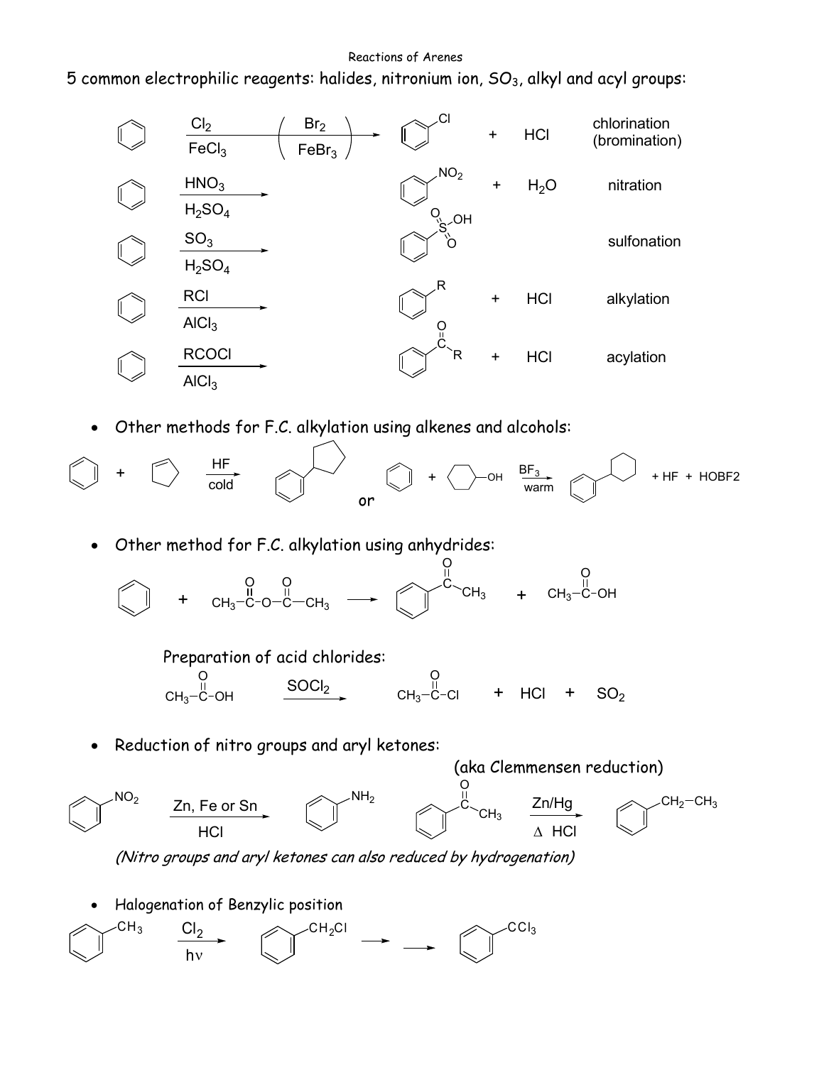Reactions of Arenes

5 common electrophilic reagents: halides, nitronium ion, $SO_3$, alkyl and acyl groups:

$Cl_2$ / $FeCl_3$ ($Br_2$ / $FeBr_3$) → + HCl — chlorination (bromination)

$HNO_3$ / $H_2SO_4$ → + $H_2O$ — nitration

$SO_3$ / $H_2SO_4$ → — sulfonation

RCl / $AlCl_3$ → + HCl — alkylation

RCOCl / $AlCl_3$ → + HCl — acylation

- Other methods for F.C. alkylation using alkenes and alcohols:

HF / cold → or $BF_3$ / warm → + HF + HOBF2

- Other method for F.C. alkylation using anhydrides:

$CH_3-\overset{O}{\overset{\|}{C}}-O-\overset{O}{\overset{\|}{C}}-CH_3$ → + $CH_3-\overset{O}{\overset{\|}{C}}-OH$

Preparation of acid chlorides:

$CH_3-\overset{O}{\overset{\|}{C}}-OH$ $\xrightarrow{SOCl_2}$ $CH_3-\overset{O}{\overset{\|}{C}}-Cl$ + HCl + $SO_2$

- Reduction of nitro groups and aryl ketones:

(aka Clemmensen reduction)

$NO_2$ — Zn, Fe or Sn / HCl → $NH_2$

Zn/Hg / Δ HCl → $CH_2-CH_3$

*(Nitro groups and aryl ketones can also reduced by hydrogenation)*

- Halogenation of Benzylic position

$CH_3$ — $Cl_2$ / hν → $CH_2Cl$ → → $CCl_3$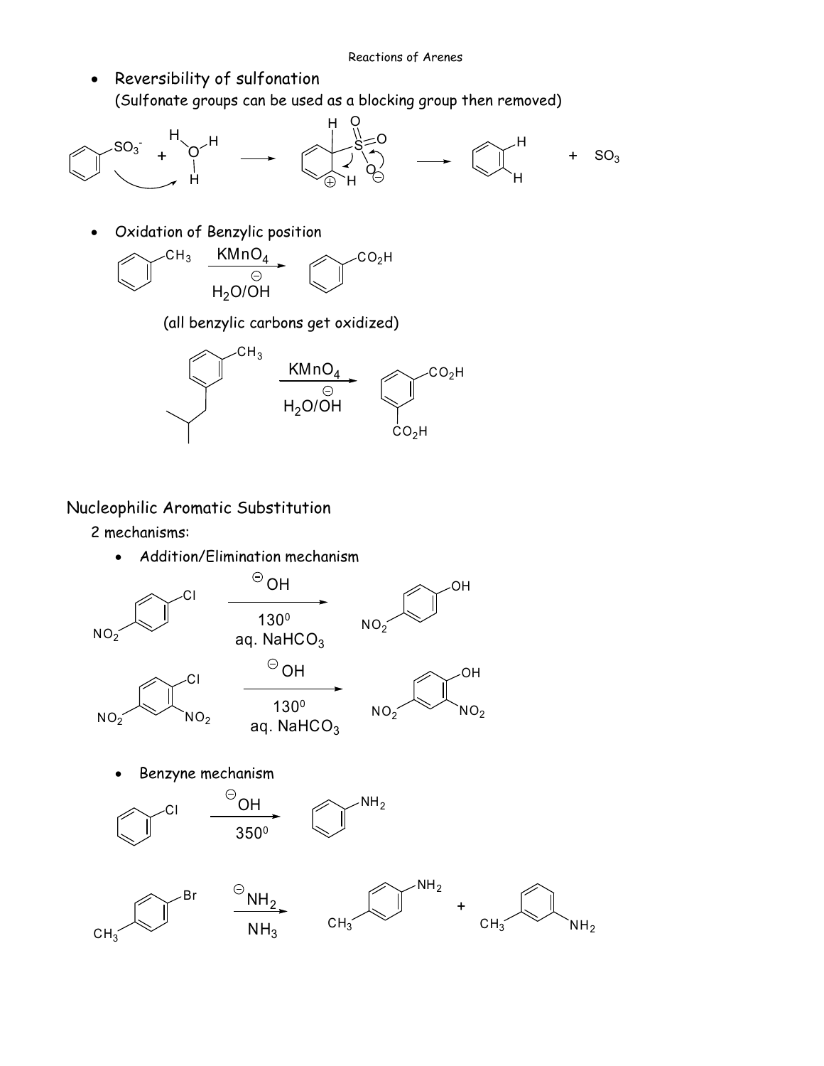- Reversibility of sulfonation
  (Sulfonate groups can be used as a blocking group then removed)

$SO_3^-$ + $H_3O^+$ → → + $SO_3$

- Oxidation of Benzylic position

$CH_3$ $\xrightarrow[H_2O/\overset{\ominus}{O}H]{KMnO_4}$ $CO_2H$

(all benzylic carbons get oxidized)

$CH_3$ $\xrightarrow[H_2O/\overset{\ominus}{O}H]{KMnO_4}$ $CO_2H$, $CO_2H$

## Nucleophilic Aromatic Substitution

2 mechanisms:

- Addition/Elimination mechanism

$NO_2$, Cl $\xrightarrow[130^0 \text{ aq. } NaHCO_3]{^{\ominus}OH}$ $NO_2$, OH

$NO_2$, Cl, $NO_2$ $\xrightarrow[130^0 \text{ aq. } NaHCO_3]{^{\ominus}OH}$ $NO_2$, OH, $NO_2$

- Benzyne mechanism

Cl $\xrightarrow[350^0]{^{\ominus}OH}$ $NH_2$

$CH_3$, Br $\xrightarrow[NH_3]{^{\ominus}NH_2}$ $CH_3$, $NH_2$ + $CH_3$, $NH_2$